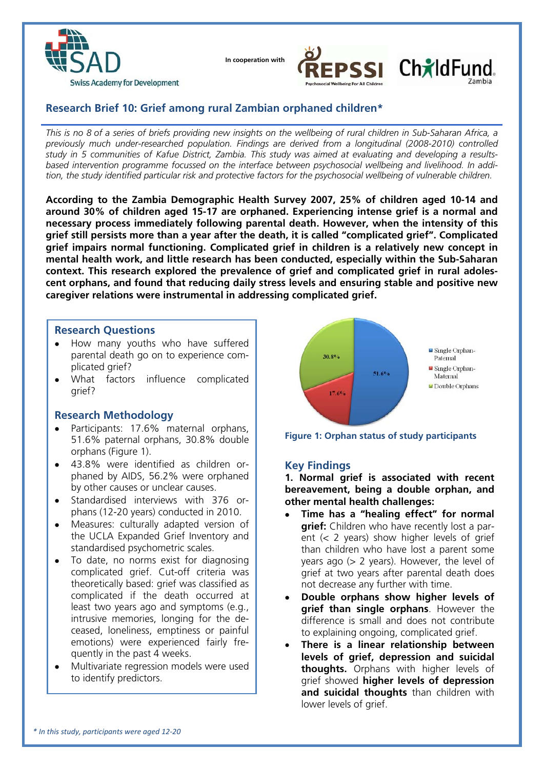SAD Swiss Academy for Development

In cooperation with REPSSI (Psychosocial Wellbeing For All Children) ChildFund Zambia

## Research Brief 10: Grief among rural Zambian orphaned children*

*This is no 8 of a series of briefs providing new insights on the wellbeing of rural children in Sub-Saharan Africa, a previously much under-researched population. Findings are derived from a longitudinal (2008-2010) controlled study in 5 communities of Kafue District, Zambia. This study was aimed at evaluating and developing a results-based intervention programme focussed on the interface between psychosocial wellbeing and livelihood. In addition, the study identified particular risk and protective factors for the psychosocial wellbeing of vulnerable children.*

**According to the Zambia Demographic Health Survey 2007, 25% of children aged 10-14 and around 30% of children aged 15-17 are orphaned. Experiencing intense grief is a normal and necessary process immediately following parental death. However, when the intensity of this grief still persists more than a year after the death, it is called "complicated grief". Complicated grief impairs normal functioning. Complicated grief in children is a relatively new concept in mental health work, and little research has been conducted, especially within the Sub-Saharan context. This research explored the prevalence of grief and complicated grief in rural adolescent orphans, and found that reducing daily stress levels and ensuring stable and positive new caregiver relations were instrumental in addressing complicated grief.**

### Research Questions

- How many youths who have suffered parental death go on to experience complicated grief?
- What factors influence complicated grief?

### Research Methodology

- Participants: 17.6% maternal orphans, 51.6% paternal orphans, 30.8% double orphans (Figure 1).
- 43.8% were identified as children orphaned by AIDS, 56.2% were orphaned by other causes or unclear causes.
- Standardised interviews with 376 orphans (12-20 years) conducted in 2010.
- Measures: culturally adapted version of the UCLA Expanded Grief Inventory and standardised psychometric scales.
- To date, no norms exist for diagnosing complicated grief. Cut-off criteria was theoretically based: grief was classified as complicated if the death occurred at least two years ago and symptoms (e.g., intrusive memories, longing for the deceased, loneliness, emptiness or painful emotions) were experienced fairly frequently in the past 4 weeks.
- Multivariate regression models were used to identify predictors.

| Orphan status | % |
|---|---|
| Single Orphan-Paternal | 51.6% |
| Single Orphan-Maternal | 17.6% |
| Double Orphans | 30.8% |

**Figure 1: Orphan status of study participants**

### Key Findings

**1. Normal grief is associated with recent bereavement, being a double orphan, and other mental health challenges:**

- **Time has a "healing effect" for normal grief:** Children who have recently lost a parent (< 2 years) show higher levels of grief than children who have lost a parent some years ago (> 2 years). However, the level of grief at two years after parental death does not decrease any further with time.
- **Double orphans show higher levels of grief than single orphans**. However the difference is small and does not contribute to explaining ongoing, complicated grief.
- **There is a linear relationship between levels of grief, depression and suicidal thoughts.** Orphans with higher levels of grief showed **higher levels of depression and suicidal thoughts** than children with lower levels of grief.

*\* In this study, participants were aged 12-20*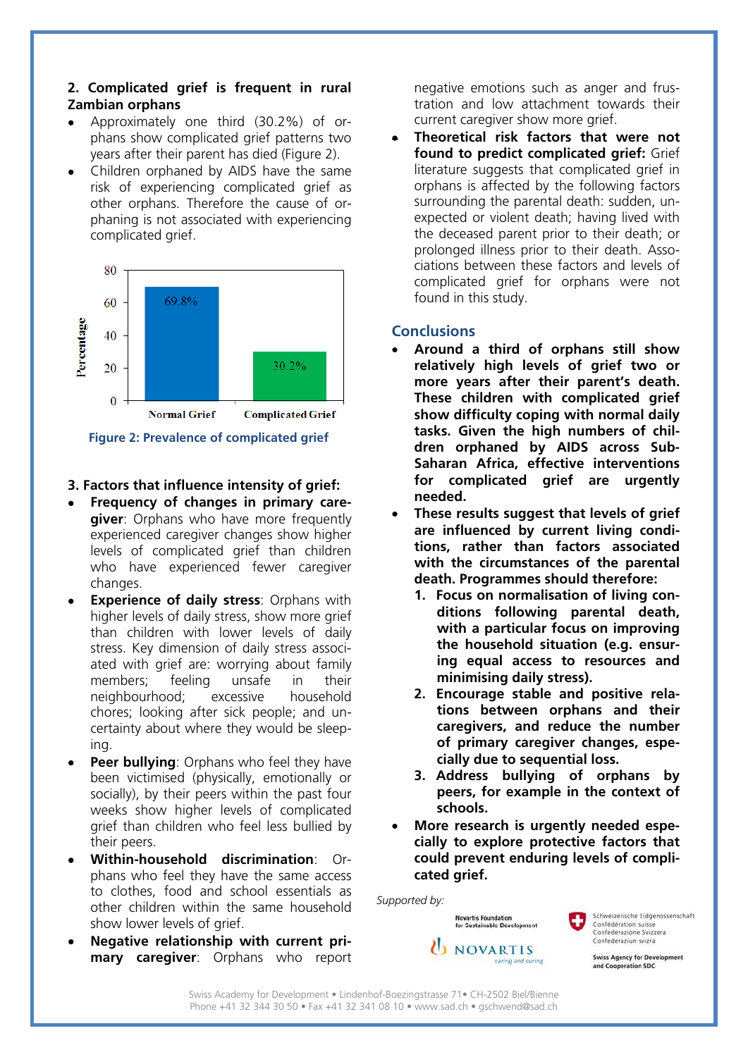## 2. Complicated grief is frequent in rural Zambian orphans

- Approximately one third (30.2%) of orphans show complicated grief patterns two years after their parent has died (Figure 2).
- Children orphaned by AIDS have the same risk of experiencing complicated grief as other orphans. Therefore the cause of orphaning is not associated with experiencing complicated grief.

80
60
40
20
0
Percentage
69.8%
30.2%
Normal Grief
Complicated Grief

Figure 2: Prevalence of complicated grief

## 3. Factors that influence intensity of grief:

- **Frequency of changes in primary caregiver**: Orphans who have more frequently experienced caregiver changes show higher levels of complicated grief than children who have experienced fewer caregiver changes.
- **Experience of daily stress**: Orphans with higher levels of daily stress, show more grief than children with lower levels of daily stress. Key dimension of daily stress associated with grief are: worrying about family members; feeling unsafe in their neighbourhood; excessive household chores; looking after sick people; and uncertainty about where they would be sleeping.
- **Peer bullying**: Orphans who feel they have been victimised (physically, emotionally or socially), by their peers within the past four weeks show higher levels of complicated grief than children who feel less bullied by their peers.
- **Within-household discrimination**: Orphans who feel they have the same access to clothes, food and school essentials as other children within the same household show lower levels of grief.
- **Negative relationship with current primary caregiver**: Orphans who report negative emotions such as anger and frustration and low attachment towards their current caregiver show more grief.
- **Theoretical risk factors that were not found to predict complicated grief:** Grief literature suggests that complicated grief in orphans is affected by the following factors surrounding the parental death: sudden, unexpected or violent death; having lived with the deceased parent prior to their death; or prolonged illness prior to their death. Associations between these factors and levels of complicated grief for orphans were not found in this study.

## Conclusions

- **Around a third of orphans still show relatively high levels of grief two or more years after their parent's death. These children with complicated grief show difficulty coping with normal daily tasks. Given the high numbers of children orphaned by AIDS across Sub-Saharan Africa, effective interventions for complicated grief are urgently needed.**
- **These results suggest that levels of grief are influenced by current living conditions, rather than factors associated with the circumstances of the parental death. Programmes should therefore:**
  1. **Focus on normalisation of living conditions following parental death, with a particular focus on improving the household situation (e.g. ensuring equal access to resources and minimising daily stress).**
  2. **Encourage stable and positive relations between orphans and their caregivers, and reduce the number of primary caregiver changes, especially due to sequential loss.**
  3. **Address bullying of orphans by peers, for example in the context of schools.**
- **More research is urgently needed especially to explore protective factors that could prevent enduring levels of complicated grief.**

*Supported by:*

Novartis Foundation for Sustainable Development
NOVARTIS caring and curing

Schweizerische Eidgenossenschaft
Confédération suisse
Confederazione Svizzera
Confederaziun svizra

Swiss Agency for Development and Cooperation SDC

Swiss Academy for Development • Lindenhof-Boezingstrasse 71• CH-2502 Biel/Bienne
Phone +41 32 344 30 50 • Fax +41 32 341 08 10 • www.sad.ch • gschwend@sad.ch